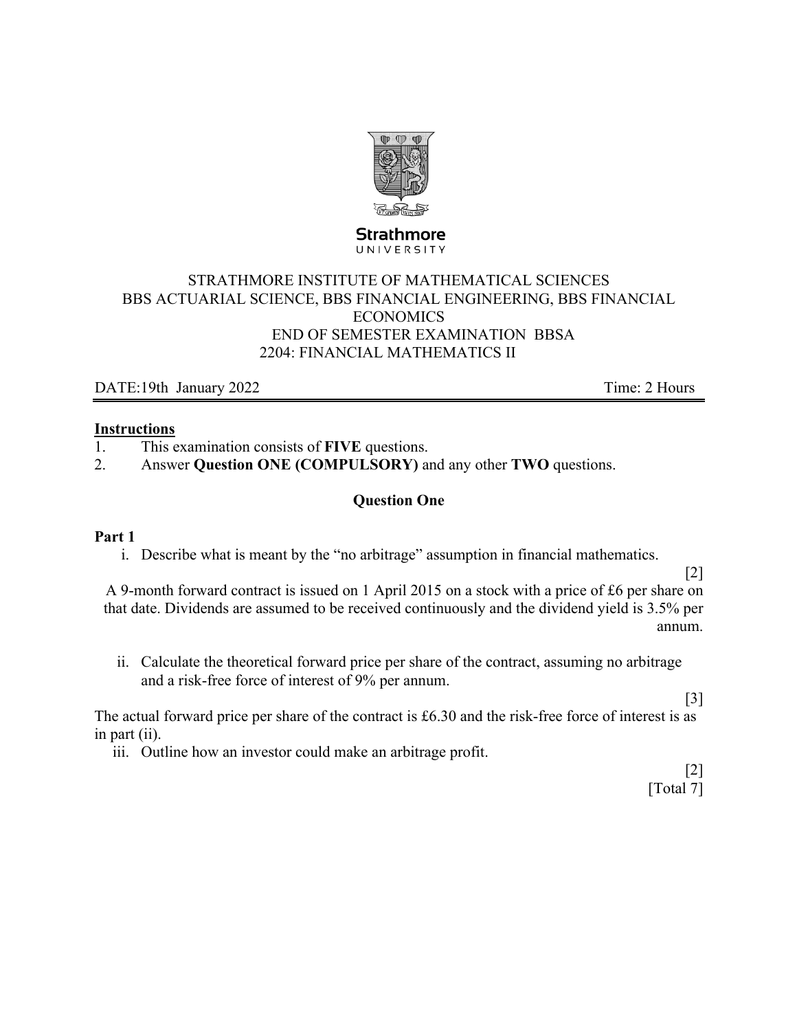STRATHMORE INSTITUTE OF MATHEMATICAL SCIENCES
BBS ACTUARIAL SCIENCE, BBS FINANCIAL ENGINEERING, BBS FINANCIAL ECONOMICS
END OF SEMESTER EXAMINATION BBSA
2204: FINANCIAL MATHEMATICS II

DATE:19th January 2022 Time: 2 Hours

**Instructions**

1. This examination consists of **FIVE** questions.
2. Answer **Question ONE (COMPULSORY)** and any other **TWO** questions.

## Question One

**Part 1**

i. Describe what is meant by the "no arbitrage" assumption in financial mathematics.

[2]

A 9-month forward contract is issued on 1 April 2015 on a stock with a price of £6 per share on that date. Dividends are assumed to be received continuously and the dividend yield is 3.5% per annum.

ii. Calculate the theoretical forward price per share of the contract, assuming no arbitrage and a risk-free force of interest of 9% per annum.

[3]

The actual forward price per share of the contract is £6.30 and the risk-free force of interest is as in part (ii).

iii. Outline how an investor could make an arbitrage profit.

[2]

[Total 7]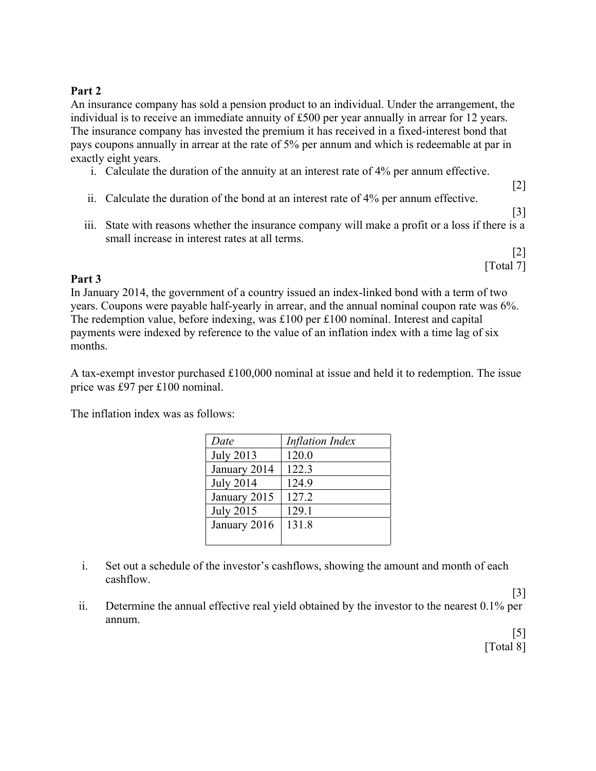**Part 2**

An insurance company has sold a pension product to an individual. Under the arrangement, the individual is to receive an immediate annuity of £500 per year annually in arrear for 12 years. The insurance company has invested the premium it has received in a fixed-interest bond that pays coupons annually in arrear at the rate of 5% per annum and which is redeemable at par in exactly eight years.

i. Calculate the duration of the annuity at an interest rate of 4% per annum effective.

[2]

ii. Calculate the duration of the bond at an interest rate of 4% per annum effective.

[3]

iii. State with reasons whether the insurance company will make a profit or a loss if there is a small increase in interest rates at all terms.

[2]

[Total 7]

**Part 3**

In January 2014, the government of a country issued an index-linked bond with a term of two years. Coupons were payable half-yearly in arrear, and the annual nominal coupon rate was 6%. The redemption value, before indexing, was £100 per £100 nominal. Interest and capital payments were indexed by reference to the value of an inflation index with a time lag of six months.

A tax-exempt investor purchased £100,000 nominal at issue and held it to redemption. The issue price was £97 per £100 nominal.

The inflation index was as follows:

| *Date* | *Inflation Index* |
|---|---|
| July 2013 | 120.0 |
| January 2014 | 122.3 |
| July 2014 | 124.9 |
| January 2015 | 127.2 |
| July 2015 | 129.1 |
| January 2016 | 131.8 |

i. Set out a schedule of the investor's cashflows, showing the amount and month of each cashflow.

[3]

ii. Determine the annual effective real yield obtained by the investor to the nearest 0.1% per annum.

[5]

[Total 8]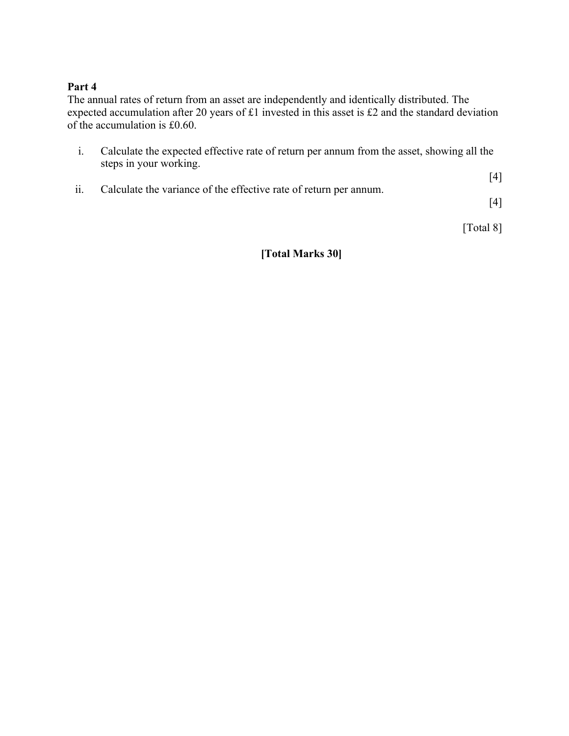**Part 4**

The annual rates of return from an asset are independently and identically distributed. The expected accumulation after 20 years of £1 invested in this asset is £2 and the standard deviation of the accumulation is £0.60.

i. Calculate the expected effective rate of return per annum from the asset, showing all the steps in your working.

[4]

ii. Calculate the variance of the effective rate of return per annum.

[4]

[Total 8]

**[Total Marks 30]**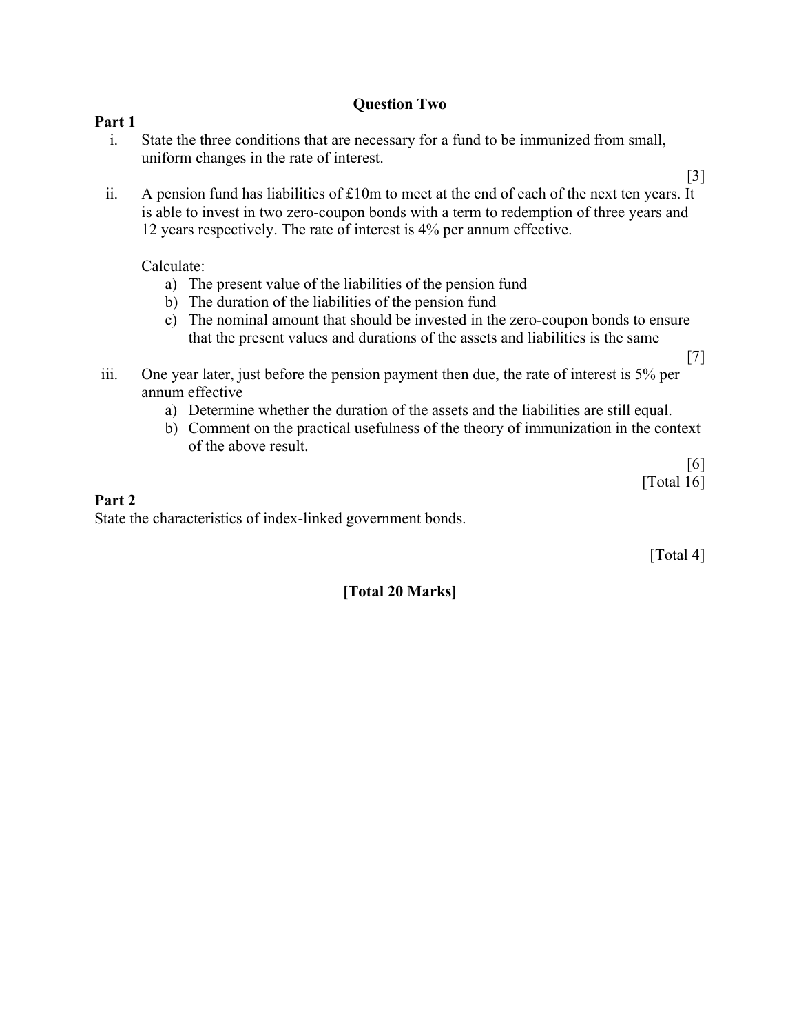## Question Two

**Part 1**

i. State the three conditions that are necessary for a fund to be immunized from small, uniform changes in the rate of interest.

[3]

ii. A pension fund has liabilities of £10m to meet at the end of each of the next ten years. It is able to invest in two zero-coupon bonds with a term to redemption of three years and 12 years respectively. The rate of interest is 4% per annum effective.

Calculate:

a) The present value of the liabilities of the pension fund
b) The duration of the liabilities of the pension fund
c) The nominal amount that should be invested in the zero-coupon bonds to ensure that the present values and durations of the assets and liabilities is the same

[7]

iii. One year later, just before the pension payment then due, the rate of interest is 5% per annum effective

a) Determine whether the duration of the assets and the liabilities are still equal.
b) Comment on the practical usefulness of the theory of immunization in the context of the above result.

[6]

[Total 16]

**Part 2**

State the characteristics of index-linked government bonds.

[Total 4]

**[Total 20 Marks]**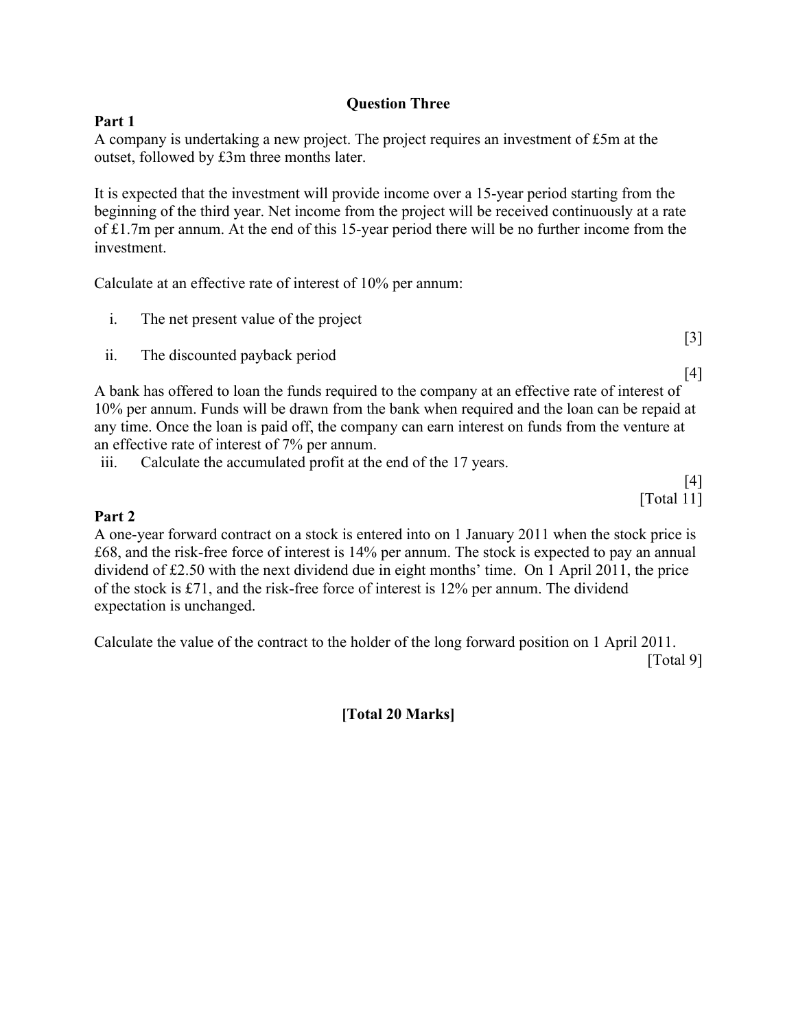## Question Three

**Part 1**

A company is undertaking a new project. The project requires an investment of £5m at the outset, followed by £3m three months later.

It is expected that the investment will provide income over a 15-year period starting from the beginning of the third year. Net income from the project will be received continuously at a rate of £1.7m per annum. At the end of this 15-year period there will be no further income from the investment.

Calculate at an effective rate of interest of 10% per annum:

i. The net present value of the project [3]

ii. The discounted payback period [4]

A bank has offered to loan the funds required to the company at an effective rate of interest of 10% per annum. Funds will be drawn from the bank when required and the loan can be repaid at any time. Once the loan is paid off, the company can earn interest on funds from the venture at an effective rate of interest of 7% per annum.

iii. Calculate the accumulated profit at the end of the 17 years. [4]

[Total 11]

**Part 2**

A one-year forward contract on a stock is entered into on 1 January 2011 when the stock price is £68, and the risk-free force of interest is 14% per annum. The stock is expected to pay an annual dividend of £2.50 with the next dividend due in eight months' time. On 1 April 2011, the price of the stock is £71, and the risk-free force of interest is 12% per annum. The dividend expectation is unchanged.

Calculate the value of the contract to the holder of the long forward position on 1 April 2011.

[Total 9]

**[Total 20 Marks]**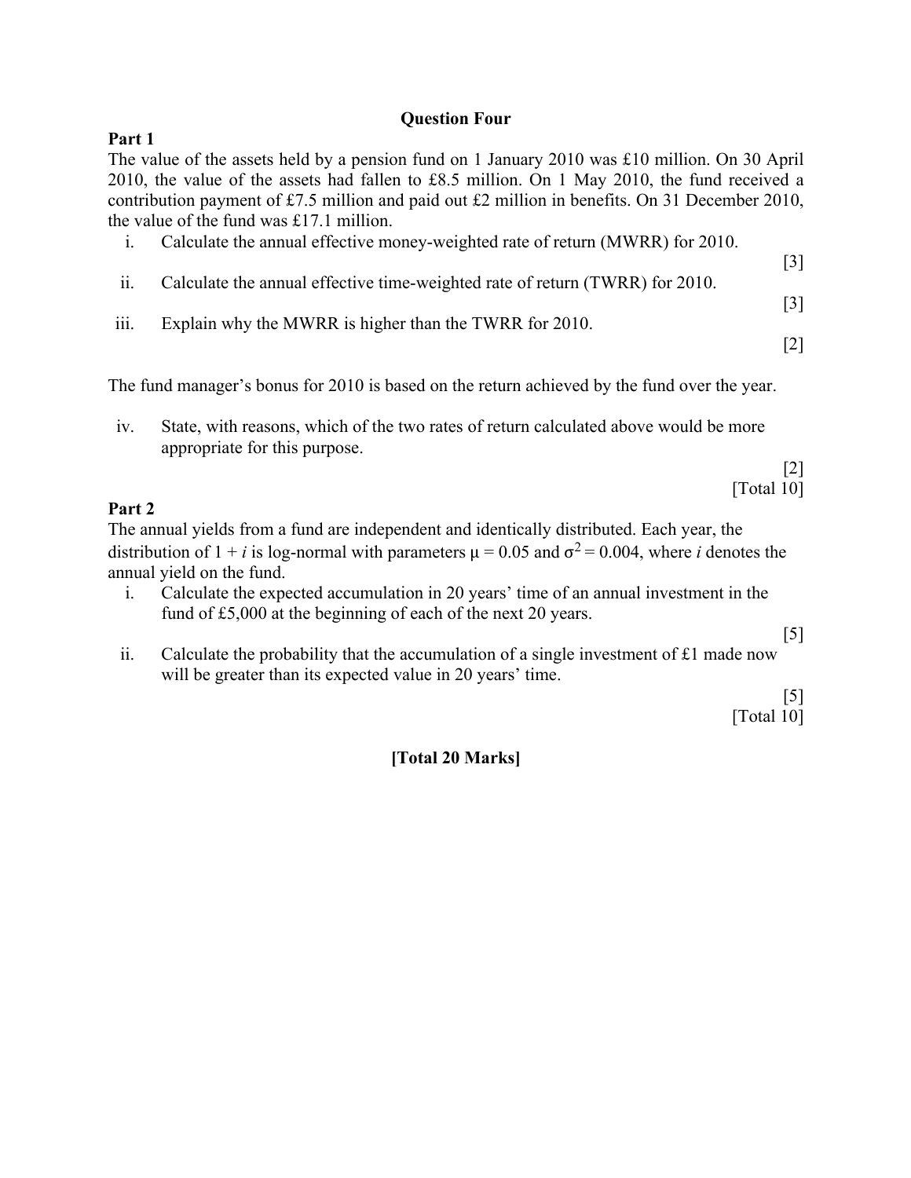## Question Four

### Part 1

The value of the assets held by a pension fund on 1 January 2010 was £10 million. On 30 April 2010, the value of the assets had fallen to £8.5 million. On 1 May 2010, the fund received a contribution payment of £7.5 million and paid out £2 million in benefits. On 31 December 2010, the value of the fund was £17.1 million.

i. Calculate the annual effective money-weighted rate of return (MWRR) for 2010. [3]

ii. Calculate the annual effective time-weighted rate of return (TWRR) for 2010. [3]

iii. Explain why the MWRR is higher than the TWRR for 2010. [2]

The fund manager's bonus for 2010 is based on the return achieved by the fund over the year.

iv. State, with reasons, which of the two rates of return calculated above would be more appropriate for this purpose. [2]

[Total 10]

### Part 2

The annual yields from a fund are independent and identically distributed. Each year, the distribution of $1 + i$ is log-normal with parameters $\mu = 0.05$ and $\sigma^2 = 0.004$, where $i$ denotes the annual yield on the fund.

i. Calculate the expected accumulation in 20 years' time of an annual investment in the fund of £5,000 at the beginning of each of the next 20 years. [5]

ii. Calculate the probability that the accumulation of a single investment of £1 made now will be greater than its expected value in 20 years' time. [5]

[Total 10]

**[Total 20 Marks]**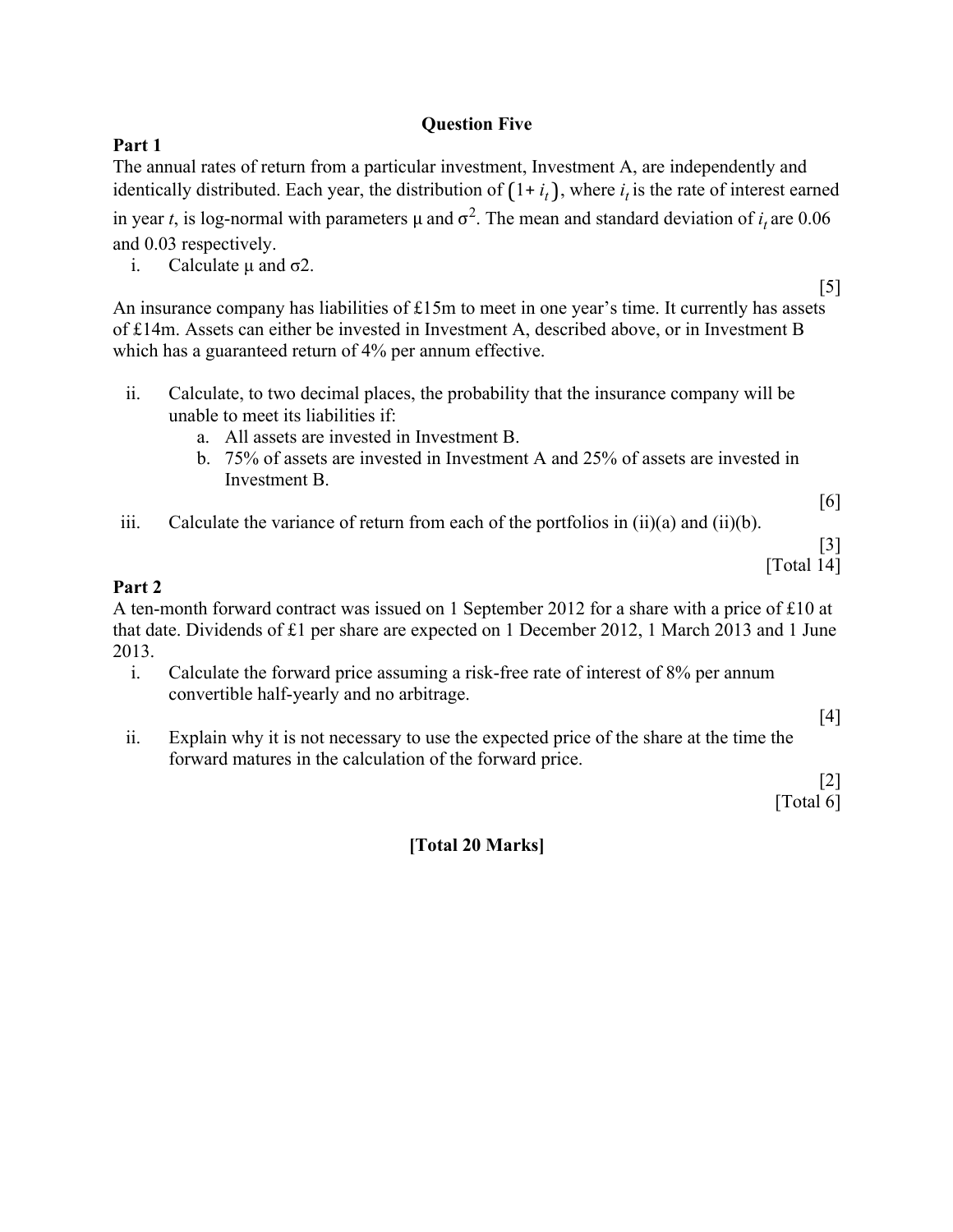## Question Five

### Part 1

The annual rates of return from a particular investment, Investment A, are independently and identically distributed. Each year, the distribution of $(1+i_t)$, where $i_t$ is the rate of interest earned in year $t$, is log-normal with parameters μ and $\sigma^2$. The mean and standard deviation of $i_t$ are 0.06 and 0.03 respectively.

i. Calculate μ and σ2.

[5]

An insurance company has liabilities of £15m to meet in one year's time. It currently has assets of £14m. Assets can either be invested in Investment A, described above, or in Investment B which has a guaranteed return of 4% per annum effective.

ii. Calculate, to two decimal places, the probability that the insurance company will be unable to meet its liabilities if:

   a. All assets are invested in Investment B.
   b. 75% of assets are invested in Investment A and 25% of assets are invested in Investment B.

[6]

iii. Calculate the variance of return from each of the portfolios in (ii)(a) and (ii)(b).

[3]

[Total 14]

### Part 2

A ten-month forward contract was issued on 1 September 2012 for a share with a price of £10 at that date. Dividends of £1 per share are expected on 1 December 2012, 1 March 2013 and 1 June 2013.

i. Calculate the forward price assuming a risk-free rate of interest of 8% per annum convertible half-yearly and no arbitrage.

[4]

ii. Explain why it is not necessary to use the expected price of the share at the time the forward matures in the calculation of the forward price.

[2]

[Total 6]

**[Total 20 Marks]**